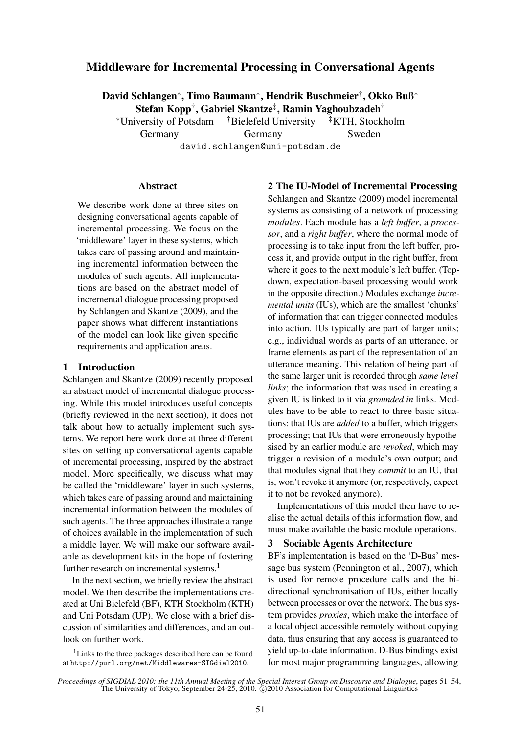# Middleware for Incremental Processing in Conversational Agents

**David Schlangen[∗], Timo Baumann[∗], Hendrik Buschmeier[†], Okko Buß[∗]**
**Stefan Kopp[†], Gabriel Skantze[‡], Ramin Yaghoubzadeh[†]**

[∗]University of Potsdam, Germany
[†]Bielefeld University, Germany
[‡]KTH, Stockholm, Sweden

david.schlangen@uni-potsdam.de

## Abstract

We describe work done at three sites on designing conversational agents capable of incremental processing. We focus on the 'middleware' layer in these systems, which takes care of passing around and maintaining incremental information between the modules of such agents. All implementations are based on the abstract model of incremental dialogue processing proposed by Schlangen and Skantze (2009), and the paper shows what different instantiations of the model can look like given specific requirements and application areas.

## 1 Introduction

Schlangen and Skantze (2009) recently proposed an abstract model of incremental dialogue processing. While this model introduces useful concepts (briefly reviewed in the next section), it does not talk about how to actually implement such systems. We report here work done at three different sites on setting up conversational agents capable of incremental processing, inspired by the abstract model. More specifically, we discuss what may be called the 'middleware' layer in such systems, which takes care of passing around and maintaining incremental information between the modules of such agents. The three approaches illustrate a range of choices available in the implementation of such a middle layer. We will make our software available as development kits in the hope of fostering further research on incremental systems.[1]

In the next section, we briefly review the abstract model. We then describe the implementations created at Uni Bielefeld (BF), KTH Stockholm (KTH) and Uni Potsdam (UP). We close with a brief discussion of similarities and differences, and an outlook on further work.

[1] Links to the three packages described here can be found at http://purl.org/net/Middlewares-SIGdial2010.

## 2 The IU-Model of Incremental Processing

Schlangen and Skantze (2009) model incremental systems as consisting of a network of processing *modules*. Each module has a *left buffer*, a *processor*, and a *right buffer*, where the normal mode of processing is to take input from the left buffer, process it, and provide output in the right buffer, from where it goes to the next module's left buffer. (Top-down, expectation-based processing would work in the opposite direction.) Modules exchange *incremental units* (IUs), which are the smallest 'chunks' of information that can trigger connected modules into action. IUs typically are part of larger units; e.g., individual words as parts of an utterance, or frame elements as part of the representation of an utterance meaning. This relation of being part of the same larger unit is recorded through *same level links*; the information that was used in creating a given IU is linked to it via *grounded in* links. Modules have to be able to react to three basic situations: that IUs are *added* to a buffer, which triggers processing; that IUs that were erroneously hypothesised by an earlier module are *revoked*, which may trigger a revision of a module's own output; and that modules signal that they *commit* to an IU, that is, won't revoke it anymore (or, respectively, expect it to not be revoked anymore).

Implementations of this model then have to realise the actual details of this information flow, and must make available the basic module operations.

## 3 Sociable Agents Architecture

BF's implementation is based on the 'D-Bus' message bus system (Pennington et al., 2007), which is used for remote procedure calls and the bi-directional synchronisation of IUs, either locally between processes or over the network. The bus system provides *proxies*, which make the interface of a local object accessible remotely without copying data, thus ensuring that any access is guaranteed to yield up-to-date information. D-Bus bindings exist for most major programming languages, allowing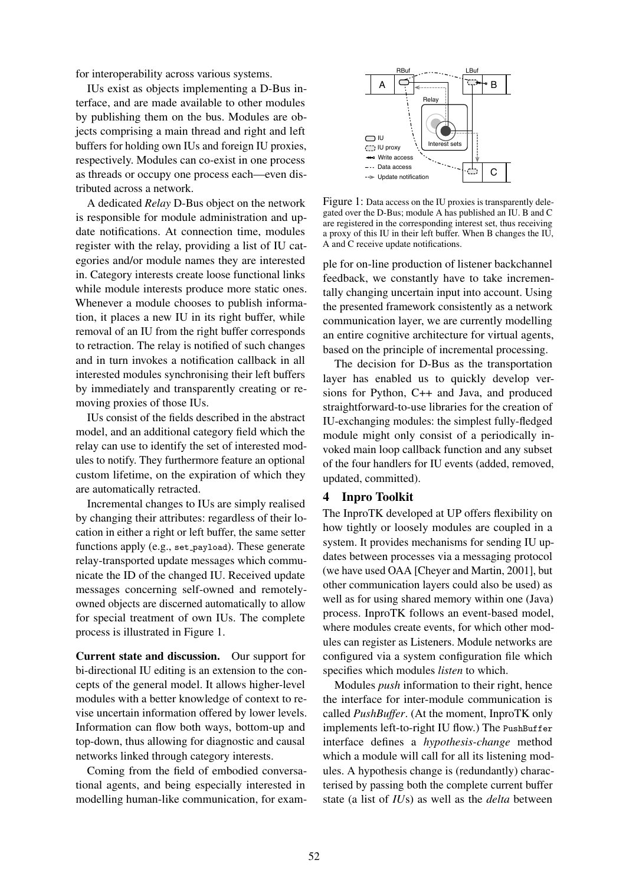for interoperability across various systems.

IUs exist as objects implementing a D-Bus interface, and are made available to other modules by publishing them on the bus. Modules are objects comprising a main thread and right and left buffers for holding own IUs and foreign IU proxies, respectively. Modules can co-exist in one process as threads or occupy one process each—even distributed across a network.

A dedicated *Relay* D-Bus object on the network is responsible for module administration and update notifications. At connection time, modules register with the relay, providing a list of IU categories and/or module names they are interested in. Category interests create loose functional links while module interests produce more static ones. Whenever a module chooses to publish information, it places a new IU in its right buffer, while removal of an IU from the right buffer corresponds to retraction. The relay is notified of such changes and in turn invokes a notification callback in all interested modules synchronising their left buffers by immediately and transparently creating or removing proxies of those IUs.

IUs consist of the fields described in the abstract model, and an additional category field which the relay can use to identify the set of interested modules to notify. They furthermore feature an optional custom lifetime, on the expiration of which they are automatically retracted.

Incremental changes to IUs are simply realised by changing their attributes: regardless of their location in either a right or left buffer, the same setter functions apply (e.g., `set_payload`). These generate relay-transported update messages which communicate the ID of the changed IU. Received update messages concerning self-owned and remotely-owned objects are discerned automatically to allow for special treatment of own IUs. The complete process is illustrated in Figure 1.

Figure 1: Data access on the IU proxies is transparently delegated over the D-Bus; module A has published an IU. B and C are registered in the corresponding interest set, thus receiving a proxy of this IU in their left buffer. When B changes the IU, A and C receive update notifications.

**Current state and discussion.** Our support for bi-directional IU editing is an extension to the concepts of the general model. It allows higher-level modules with a better knowledge of context to revise uncertain information offered by lower levels. Information can flow both ways, bottom-up and top-down, thus allowing for diagnostic and causal networks linked through category interests.

Coming from the field of embodied conversational agents, and being especially interested in modelling human-like communication, for example for on-line production of listener backchannel feedback, we constantly have to take incrementally changing uncertain input into account. Using the presented framework consistently as a network communication layer, we are currently modelling an entire cognitive architecture for virtual agents, based on the principle of incremental processing.

The decision for D-Bus as the transportation layer has enabled us to quickly develop versions for Python, C++ and Java, and produced straightforward-to-use libraries for the creation of IU-exchanging modules: the simplest fully-fledged module might only consist of a periodically invoked main loop callback function and any subset of the four handlers for IU events (added, removed, updated, committed).

## 4 Inpro Toolkit

The InproTK developed at UP offers flexibility on how tightly or loosely modules are coupled in a system. It provides mechanisms for sending IU updates between processes via a messaging protocol (we have used OAA [Cheyer and Martin, 2001], but other communication layers could also be used) as well as for using shared memory within one (Java) process. InproTK follows an event-based model, where modules create events, for which other modules can register as Listeners. Module networks are configured via a system configuration file which specifies which modules *listen* to which.

Modules *push* information to their right, hence the interface for inter-module communication is called *PushBuffer*. (At the moment, InproTK only implements left-to-right IU flow.) The `PushBuffer` interface defines a *hypothesis-change* method which a module will call for all its listening modules. A hypothesis change is (redundantly) characterised by passing both the complete current buffer state (a list of *IU*s) as well as the *delta* between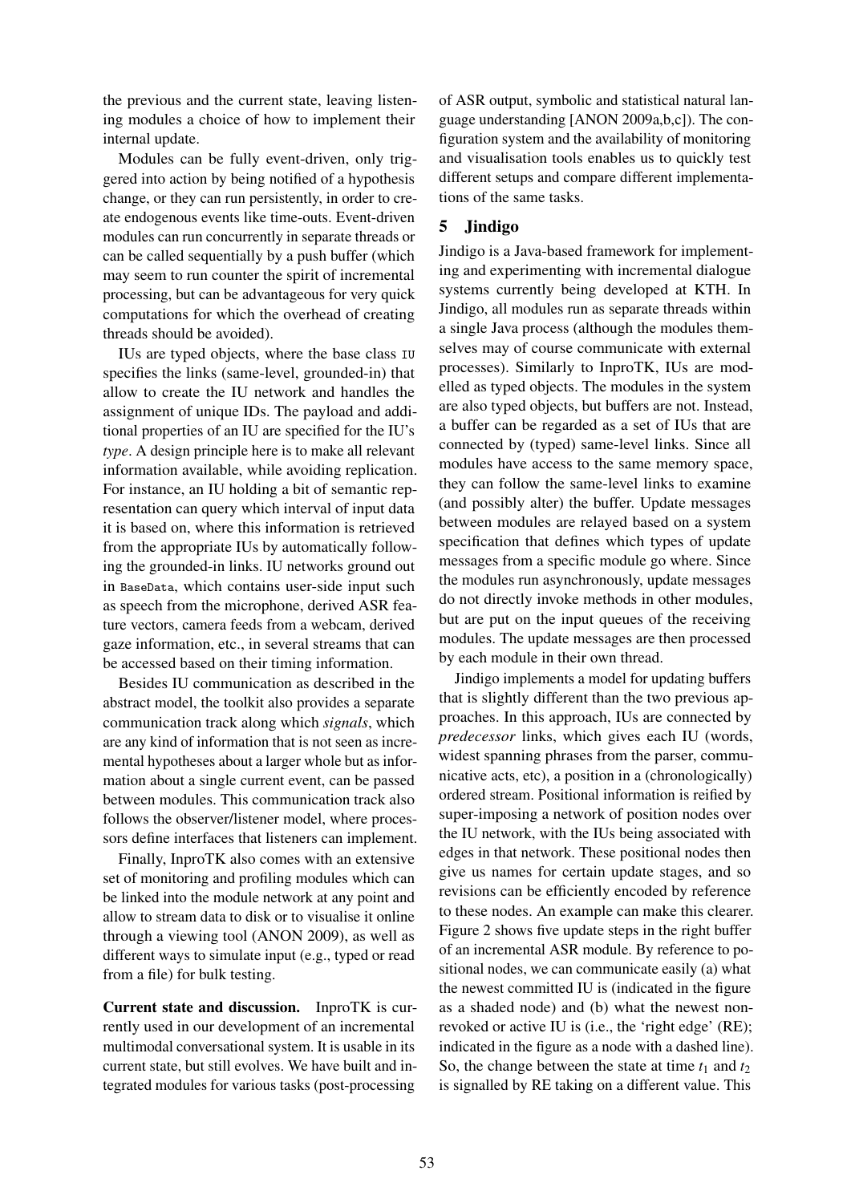the previous and the current state, leaving listening modules a choice of how to implement their internal update.

Modules can be fully event-driven, only triggered into action by being notified of a hypothesis change, or they can run persistently, in order to create endogenous events like time-outs. Event-driven modules can run concurrently in separate threads or can be called sequentially by a push buffer (which may seem to run counter the spirit of incremental processing, but can be advantageous for very quick computations for which the overhead of creating threads should be avoided).

IUs are typed objects, where the base class `IU` specifies the links (same-level, grounded-in) that allow to create the IU network and handles the assignment of unique IDs. The payload and additional properties of an IU are specified for the IU's *type*. A design principle here is to make all relevant information available, while avoiding replication. For instance, an IU holding a bit of semantic representation can query which interval of input data it is based on, where this information is retrieved from the appropriate IUs by automatically following the grounded-in links. IU networks ground out in `BaseData`, which contains user-side input such as speech from the microphone, derived ASR feature vectors, camera feeds from a webcam, derived gaze information, etc., in several streams that can be accessed based on their timing information.

Besides IU communication as described in the abstract model, the toolkit also provides a separate communication track along which *signals*, which are any kind of information that is not seen as incremental hypotheses about a larger whole but as information about a single current event, can be passed between modules. This communication track also follows the observer/listener model, where processors define interfaces that listeners can implement.

Finally, InproTK also comes with an extensive set of monitoring and profiling modules which can be linked into the module network at any point and allow to stream data to disk or to visualise it online through a viewing tool (ANON 2009), as well as different ways to simulate input (e.g., typed or read from a file) for bulk testing.

**Current state and discussion.** InproTK is currently used in our development of an incremental multimodal conversational system. It is usable in its current state, but still evolves. We have built and integrated modules for various tasks (post-processing of ASR output, symbolic and statistical natural language understanding [ANON 2009a,b,c]). The configuration system and the availability of monitoring and visualisation tools enables us to quickly test different setups and compare different implementations of the same tasks.

## 5 Jindigo

Jindigo is a Java-based framework for implementing and experimenting with incremental dialogue systems currently being developed at KTH. In Jindigo, all modules run as separate threads within a single Java process (although the modules themselves may of course communicate with external processes). Similarly to InproTK, IUs are modelled as typed objects. The modules in the system are also typed objects, but buffers are not. Instead, a buffer can be regarded as a set of IUs that are connected by (typed) same-level links. Since all modules have access to the same memory space, they can follow the same-level links to examine (and possibly alter) the buffer. Update messages between modules are relayed based on a system specification that defines which types of update messages from a specific module go where. Since the modules run asynchronously, update messages do not directly invoke methods in other modules, but are put on the input queues of the receiving modules. The update messages are then processed by each module in their own thread.

Jindigo implements a model for updating buffers that is slightly different than the two previous approaches. In this approach, IUs are connected by *predecessor* links, which gives each IU (words, widest spanning phrases from the parser, communicative acts, etc), a position in a (chronologically) ordered stream. Positional information is reified by super-imposing a network of position nodes over the IU network, with the IUs being associated with edges in that network. These positional nodes then give us names for certain update stages, and so revisions can be efficiently encoded by reference to these nodes. An example can make this clearer. Figure 2 shows five update steps in the right buffer of an incremental ASR module. By reference to positional nodes, we can communicate easily (a) what the newest committed IU is (indicated in the figure as a shaded node) and (b) what the newest non-revoked or active IU is (i.e., the 'right edge' (RE); indicated in the figure as a node with a dashed line). So, the change between the state at time $t_1$ and $t_2$ is signalled by RE taking on a different value. This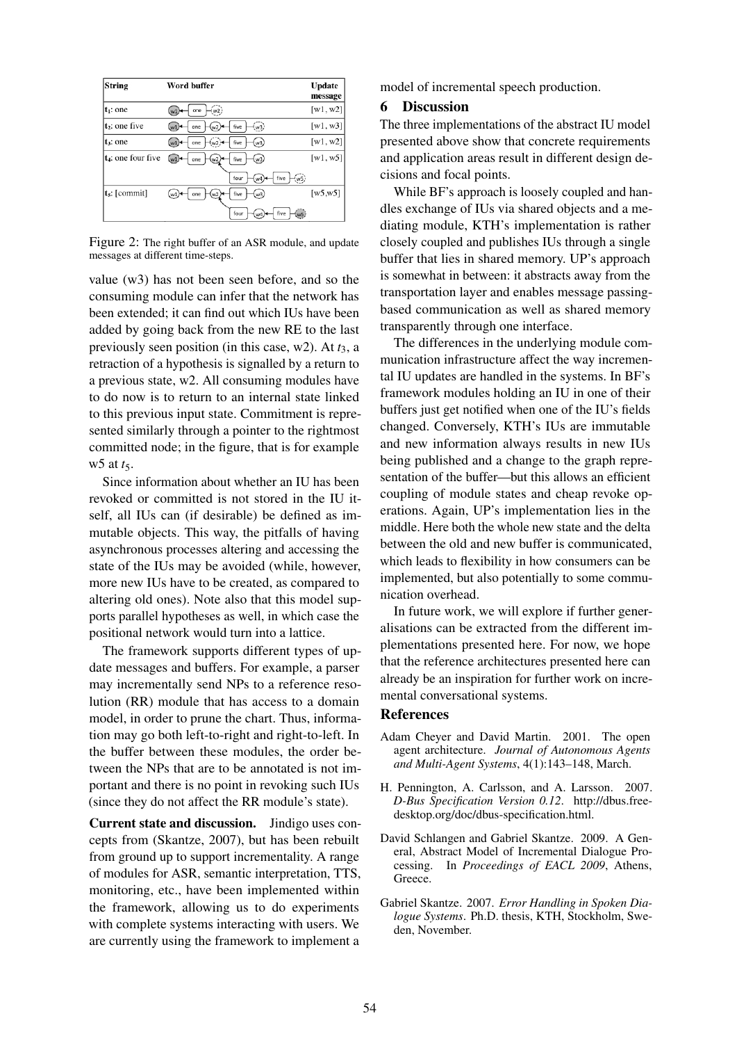| String | Word buffer | Update message |
| --- | --- | --- |
| $t_1$: one | w1 one w2 | [w1, w2] |
| $t_2$: one five | w1 one w2 five w3 | [w1, w3] |
| $t_3$: one | w1 one w2 five w3 | [w1, w2] |
| $t_4$: one four five | w1 one w2 five w3 four w4 five w5 | [w1, w5] |
| $t_5$: [commit] | w1 one w2 five w3 four w4 five w5 | [w5,w5] |

Figure 2: The right buffer of an ASR module, and update messages at different time-steps.

value (w3) has not been seen before, and so the consuming module can infer that the network has been extended; it can find out which IUs have been added by going back from the new RE to the last previously seen position (in this case, w2). At $t_3$, a retraction of a hypothesis is signalled by a return to a previous state, w2. All consuming modules have to do now is to return to an internal state linked to this previous input state. Commitment is represented similarly through a pointer to the rightmost committed node; in the figure, that is for example w5 at $t_5$.

Since information about whether an IU has been revoked or committed is not stored in the IU itself, all IUs can (if desirable) be defined as immutable objects. This way, the pitfalls of having asynchronous processes altering and accessing the state of the IUs may be avoided (while, however, more new IUs have to be created, as compared to altering old ones). Note also that this model supports parallel hypotheses as well, in which case the positional network would turn into a lattice.

The framework supports different types of update messages and buffers. For example, a parser may incrementally send NPs to a reference resolution (RR) module that has access to a domain model, in order to prune the chart. Thus, information may go both left-to-right and right-to-left. In the buffer between these modules, the order between the NPs that are to be annotated is not important and there is no point in revoking such IUs (since they do not affect the RR module's state).

**Current state and discussion.** Jindigo uses concepts from (Skantze, 2007), but has been rebuilt from ground up to support incrementality. A range of modules for ASR, semantic interpretation, TTS, monitoring, etc., have been implemented within the framework, allowing us to do experiments with complete systems interacting with users. We are currently using the framework to implement a model of incremental speech production.

## 6 Discussion

The three implementations of the abstract IU model presented above show that concrete requirements and application areas result in different design decisions and focal points.

While BF's approach is loosely coupled and handles exchange of IUs via shared objects and a mediating module, KTH's implementation is rather closely coupled and publishes IUs through a single buffer that lies in shared memory. UP's approach is somewhat in between: it abstracts away from the transportation layer and enables message passing-based communication as well as shared memory transparently through one interface.

The differences in the underlying module communication infrastructure affect the way incremental IU updates are handled in the systems. In BF's framework modules holding an IU in one of their buffers just get notified when one of the IU's fields changed. Conversely, KTH's IUs are immutable and new information always results in new IUs being published and a change to the graph representation of the buffer—but this allows an efficient coupling of module states and cheap revoke operations. Again, UP's implementation lies in the middle. Here both the whole new state and the delta between the old and new buffer is communicated, which leads to flexibility in how consumers can be implemented, but also potentially to some communication overhead.

In future work, we will explore if further generalisations can be extracted from the different implementations presented here. For now, we hope that the reference architectures presented here can already be an inspiration for further work on incremental conversational systems.

## References

Adam Cheyer and David Martin. 2001. The open agent architecture. *Journal of Autonomous Agents and Multi-Agent Systems*, 4(1):143–148, March.

H. Pennington, A. Carlsson, and A. Larsson. 2007. *D-Bus Specification Version 0.12*. http://dbus.freedesktop.org/doc/dbus-specification.html.

David Schlangen and Gabriel Skantze. 2009. A General, Abstract Model of Incremental Dialogue Processing. In *Proceedings of EACL 2009*, Athens, Greece.

Gabriel Skantze. 2007. *Error Handling in Spoken Dialogue Systems*. Ph.D. thesis, KTH, Stockholm, Sweden, November.